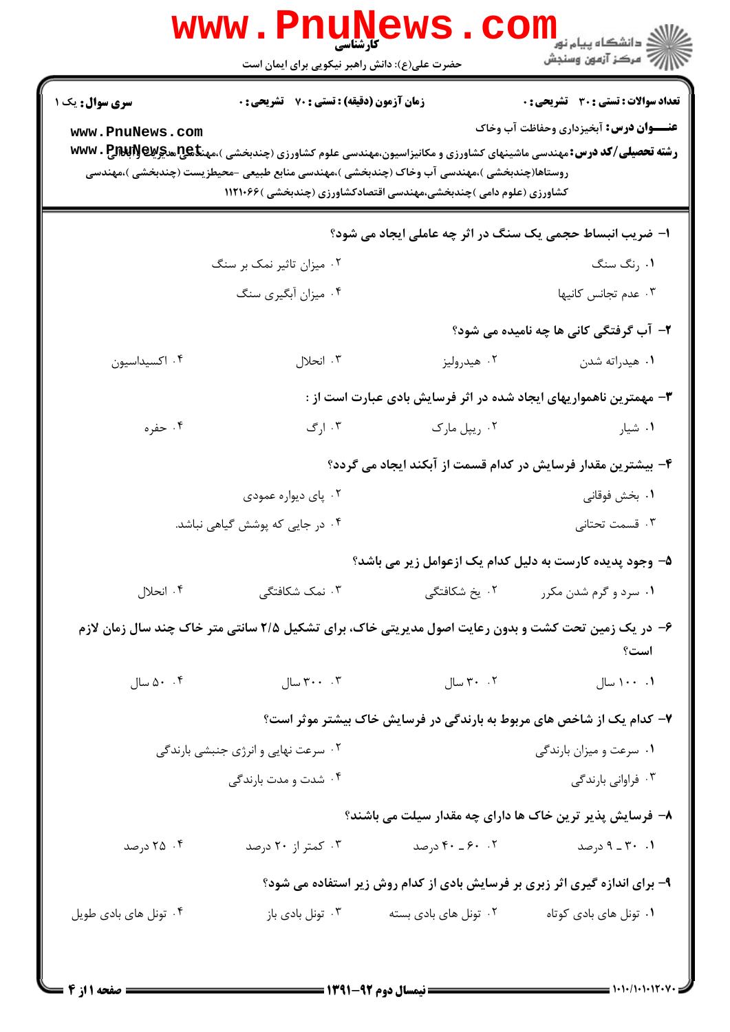**کارشناسی**

حضرت علی(ع): دانش راهبر نیکویی برای ایمان است

دانشگاه پیام نور
مرکز آزمون وسنجش

**سری سوال:** یک ۱ | **زمان آزمون (دقیقه) : تستی : ۷۰ تشریحی : ۰** | **تعداد سوالات : تستی : ۳۰ تشریحی : ۰**

**عنـــوان درس:** آبخیزداری وحفاظت آب وخاک

**رشته تحصیلی/کد درس:** مهندسی ماشینهای کشاورزی و مکانیزاسیون،مهندسی علوم کشاورزی (چندبخشی )،مهندسی عمران-آبیاری و آبادانی روستاها(چندبخشی )،مهندسی آب وخاک (چندبخشی )،مهندسی منابع طبیعی -محیطزیست (چندبخشی )،مهندسی کشاورزی (علوم دامی )چندبخشی،مهندسی اقتصادکشاورزی (چندبخشی )۱۱۲۱۰۶۶

**۱- ضریب انبساط حجمی یک سنگ در اثر چه عاملی ایجاد می شود؟**

۱. رنگ سنگ
۲. میزان تاثیر نمک بر سنگ
۳. عدم تجانس کانیها
۴. میزان آبگیری سنگ

**۲- آب گرفتگی کانی ها چه نامیده می شود؟**

۱. هیدراته شدن
۲. هیدرولیز
۳. انحلال
۴. اکسیداسیون

**۳- مهمترین ناهمواریهای ایجاد شده در اثر فرسایش بادی عبارت است از :**

۱. شیار
۲. ریپل مارک
۳. ارگ
۴. حفره

**۴- بیشترین مقدار فرسایش در کدام قسمت از آبکند ایجاد می گردد؟**

۱. بخش فوقانی
۲. پای دیواره عمودی
۳. قسمت تحتانی
۴. در جایی که پوشش گیاهی نباشد.

**۵- وجود پدیده کارست به دلیل کدام یک ازعوامل زیر می باشد؟**

۱. سرد و گرم شدن مکرر
۲. یخ شکافتگی
۳. نمک شکافتگی
۴. انحلال

**۶- در یک زمین تحت کشت و بدون رعایت اصول مدیریتی خاک، برای تشکیل ۲/۵ سانتی متر خاک چند سال زمان لازم است؟**

۱. ۱۰۰ سال
۲. ۳۰ سال
۳. ۳۰۰ سال
۴. ۵۰ سال

**۷- کدام یک از شاخص های مربوط به بارندگی در فرسایش خاک بیشتر موثر است؟**

۱. سرعت و میزان بارندگی
۲. سرعت نهایی و انرژی جنبشی بارندگی
۳. فراوانی بارندگی
۴. شدت و مدت بارندگی

**۸- فرسایش پذیر ترین خاک ها دارای چه مقدار سیلت می باشند؟**

۱. ۳۰ ـ ۹ درصد
۲. ۶۰ ـ ۴۰ درصد
۳. کمتر از ۲۰ درصد
۴. ۲۵ درصد

**۹- برای اندازه گیری اثر زبری بر فرسایش بادی از کدام روش زیر استفاده می شود؟**

۱. تونل های بادی کوتاه
۲. تونل های بادی بسته
۳. تونل بادی باز
۴. تونل های بادی طویل

نیمسال دوم ۹۲-۱۳۹۱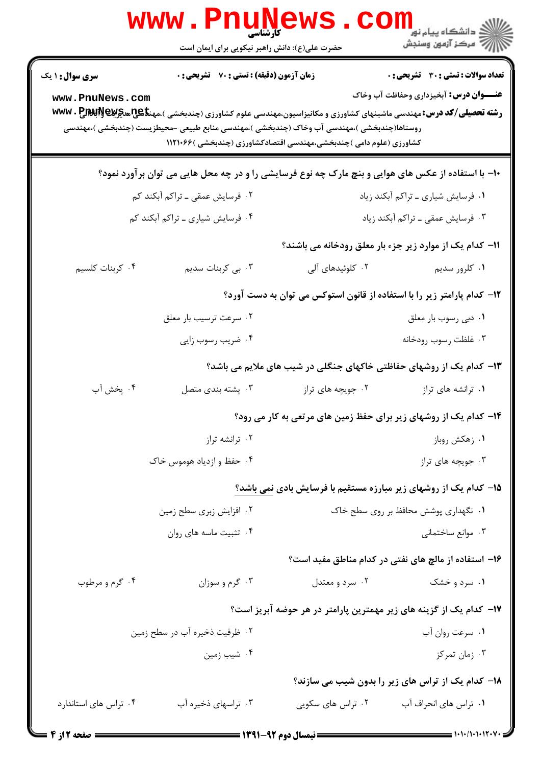**سری سوال:** ۱ یک

**زمان آزمون (دقیقه) : تستی : ۷۰ تشریحی : ۰**

**تعداد سوالات : تستی : ۳۰ تشریحی : ۰**

**عنـــوان درس:** آبخیزداری وحفاظت آب وخاک

**رشته تحصیلی/کد درس:** مهندسی ماشینهای کشاورزی و مکانیزاسیون،مهندسی علوم کشاورزی (چندبخشی )،مهندسی مدیریت وآبادانی روستاها(چندبخشی )،مهندسی آب وخاک (چندبخشی )،مهندسی منابع طبیعی -محیطزیست (چندبخشی )،مهندسی کشاورزی (علوم دامی )چندبخشی،مهندسی اقتصادکشاورزی (چندبخشی )۱۱۲۱۰۶۶

**۱۰-** با استفاده از عکس های هوایی و بنچ مارک چه نوع فرسایشی را و در چه محل هایی می توان برآورد نمود؟

۱. فرسایش شیاری ـ تراکم آبکند زیاد
۲. فرسایش عمقی ـ تراکم آبکند کم
۳. فرسایش عمقی ـ تراکم آبکند زیاد
۴. فرسایش شیاری ـ تراکم آبکند کم

**۱۱-** کدام یک از موارد زیر جزء بار معلق رودخانه می باشند؟

۱. کلرور سدیم
۲. کلوئیدهای آلی
۳. بی کربنات سدیم
۴. کربنات کلسیم

**۱۲-** کدام پارامتر زیر را با استفاده از قانون استوکس می توان به دست آورد؟

۱. دبی رسوب بار معلق
۲. سرعت ترسیب بار معلق
۳. غلظت رسوب رودخانه
۴. ضریب رسوب زایی

**۱۳-** کدام یک از روشهای حفاظتی خاکهای جنگلی در شیب های ملایم می باشد؟

۱. ترانشه های تراز
۲. جویچه های تراز
۳. پشته بندی متصل
۴. پخش آب

**۱۴-** کدام یک از روشهای زیر برای حفظ زمین های مرتعی به کار می رود؟

۱. زهکش روباز
۲. ترانشه تراز
۳. جویچه های تراز
۴. حفظ و ازدیاد هوموس خاک

**۱۵-** کدام یک از روشهای زیر مبارزه مستقیم با فرسایش بادی نمی باشد؟

۱. نگهداری پوشش محافظ بر روی سطح خاک
۲. افزایش زبری سطح زمین
۳. موانع ساختمانی
۴. تثبیت ماسه های روان

**۱۶-** استفاده از مالچ های نفتی در کدام مناطق مفید است؟

۱. سرد و خشک
۲. سرد و معتدل
۳. گرم و سوزان
۴. گرم و مرطوب

**۱۷-** کدام یک از گزینه های زیر مهمترین پارامتر در هر حوضه آبریز است؟

۱. سرعت روان آب
۲. ظرفیت ذخیره آب در سطح زمین
۳. زمان تمرکز
۴. شیب زمین

**۱۸-** کدام یک از تراس های زیر را بدون شیب می سازند؟

۱. تراس های انحراف آب
۲. تراس های سکویی
۳. تراسهای ذخیره آب
۴. تراس های استاندارد

نیمسال دوم ۹۲-۱۳۹۱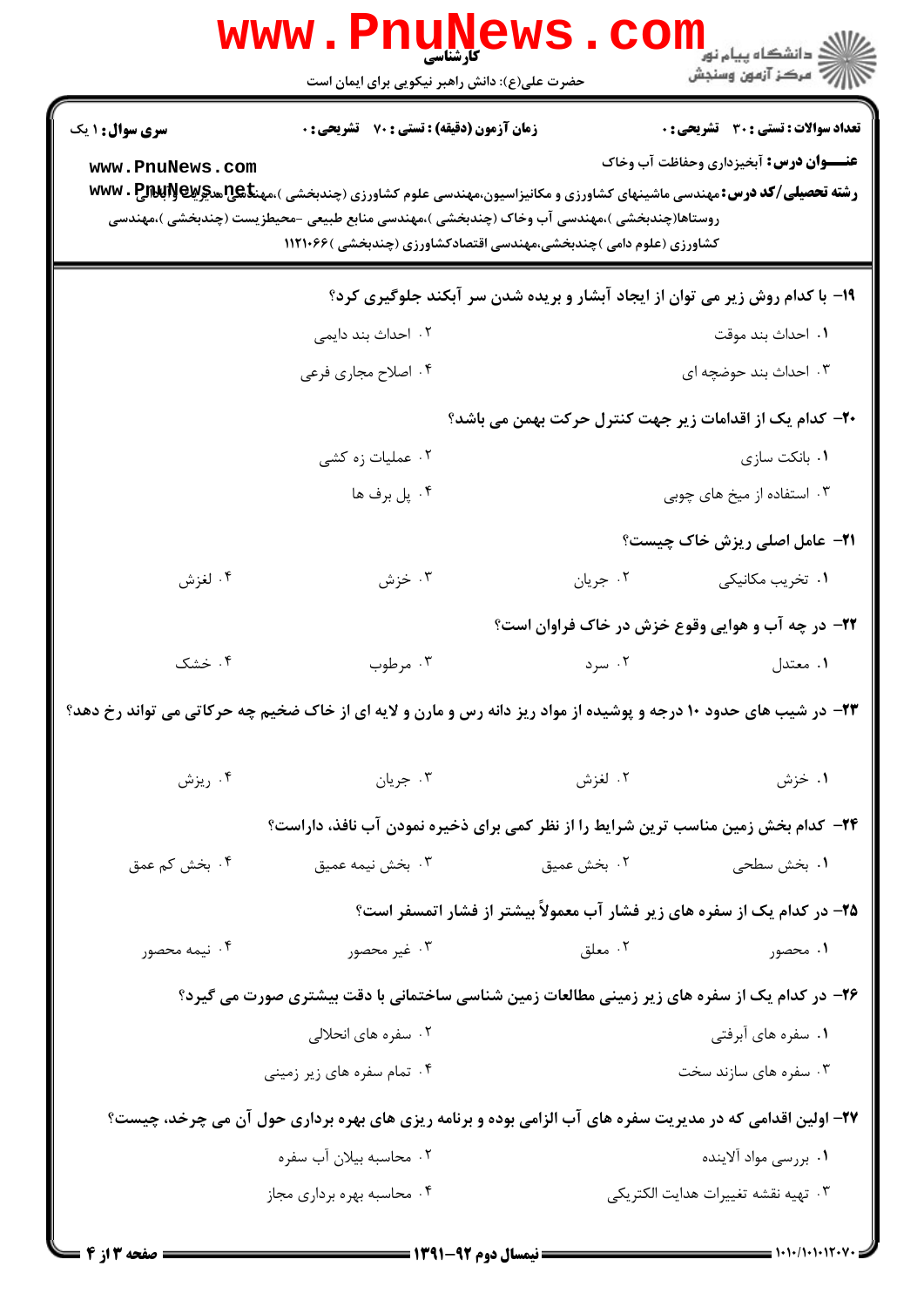**سری سوال:** ۱ یک | **زمان آزمون (دقیقه) : تستی :** ۷۰ **تشریحی :** ۰ | **تعداد سوالات : تستی :** ۳۰ **تشریحی :** ۰

**عنـــوان درس:** آبخیزداری وحفاظت آب وخاک

**رشته تحصیلی/کد درس:** مهندسی ماشینهای کشاورزی و مکانیزاسیون،مهندسی علوم کشاورزی (چندبخشی )،مهندسی عمران آبادانی روستاها(چندبخشی )،مهندسی آب وخاک (چندبخشی )،مهندسی منابع طبیعی -محیطزیست (چندبخشی )،مهندسی کشاورزی (علوم دامی )چندبخشی،مهندسی اقتصادکشاورزی (چندبخشی )۱۱۲۱۰۶۶

۱۹- با کدام روش زیر می توان از ایجاد آبشار و بریده شدن سر آبکند جلوگیری کرد؟

۱. احداث بند موقت
۲. احداث بند دایمی
۳. احداث بند حوضچه ای
۴. اصلاح مجاری فرعی

۲۰- کدام یک از اقدامات زیر جهت کنترل حرکت بهمن می باشد؟

۱. بانکت سازی
۲. عملیات زه کشی
۳. استفاده از میخ های چوبی
۴. پل برف ها

۲۱- عامل اصلی ریزش خاک چیست؟

۱. تخریب مکانیکی
۲. جریان
۳. خزش
۴. لغزش

۲۲- در چه آب و هوایی وقوع خزش در خاک فراوان است؟

۱. معتدل
۲. سرد
۳. مرطوب
۴. خشک

۲۳- در شیب های حدود ۱۰ درجه و پوشیده از مواد ریز دانه رس و مارن و لایه ای از خاک ضخیم چه حرکاتی می تواند رخ دهد؟

۱. خزش
۲. لغزش
۳. جریان
۴. ریزش

۲۴- کدام بخش زمین مناسب ترین شرایط را از نظر کمی برای ذخیره نمودن آب نافذ، داراست؟

۱. بخش سطحی
۲. بخش عمیق
۳. بخش نیمه عمیق
۴. بخش کم عمق

۲۵- در کدام یک از سفره های زیر فشار آب معمولاً بیشتر از فشار اتمسفر است؟

۱. محصور
۲. معلق
۳. غیر محصور
۴. نیمه محصور

۲۶- در کدام یک از سفره های زیر زمینی مطالعات زمین شناسی ساختمانی با دقت بیشتری صورت می گیرد؟

۱. سفره های آبرفتی
۲. سفره های انحلالی
۳. سفره های سازند سخت
۴. تمام سفره های زیر زمینی

۲۷- اولین اقدامی که در مدیریت سفره های آب الزامی بوده و برنامه ریزی های بهره برداری حول آن می چرخد، چیست؟

۱. بررسی مواد آلاینده
۲. محاسبه بیلان آب سفره
۳. تهیه نقشه تغییرات هدایت الکتریکی
۴. محاسبه بهره برداری مجاز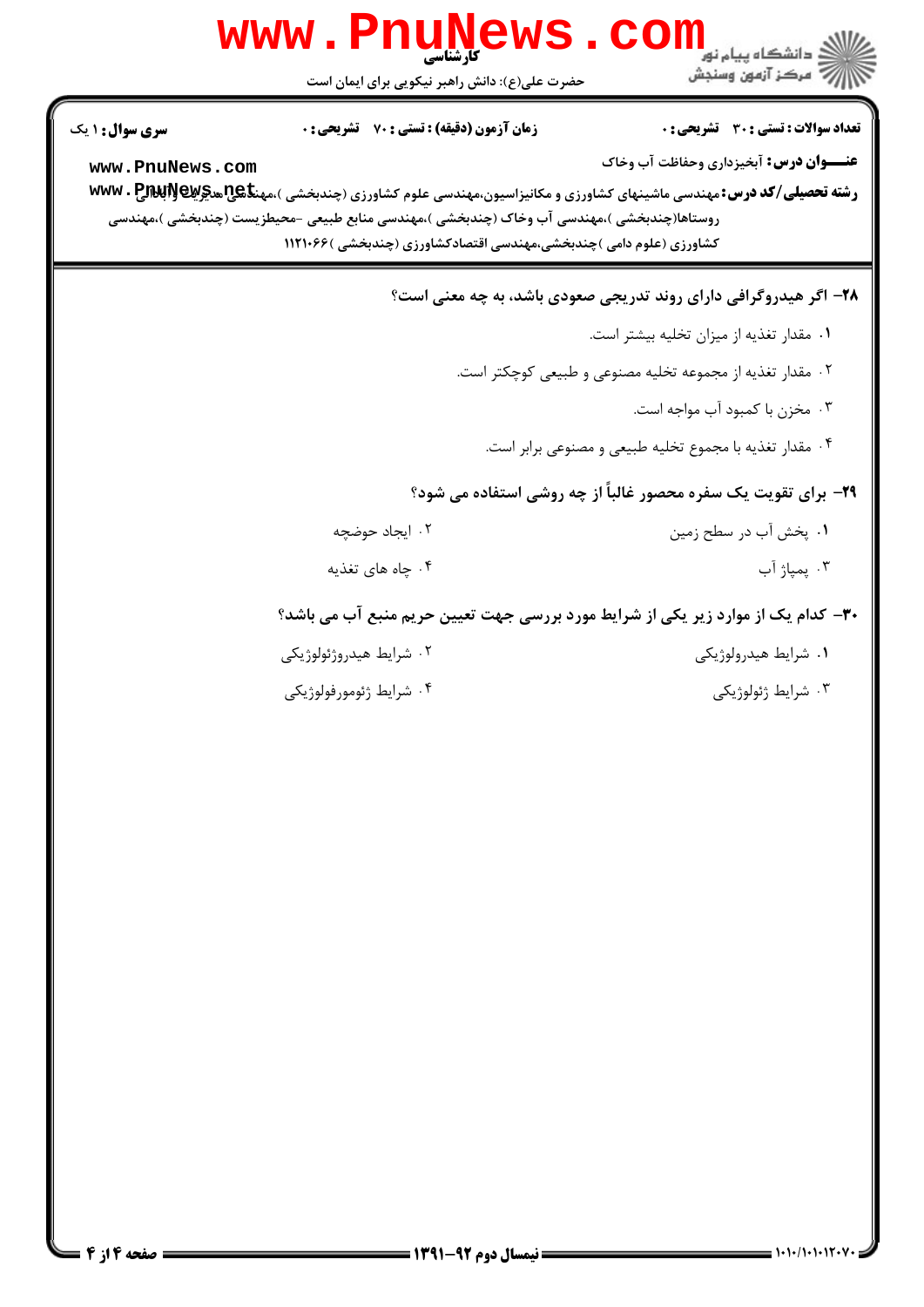۲۸- اگر هیدروگرافی دارای روند تدریجی صعودی باشد، به چه معنی است؟

۱. مقدار تغذیه از میزان تخلیه بیشتر است.

۲. مقدار تغذیه از مجموعه تخلیه مصنوعی و طبیعی کوچکتر است.

۳. مخزن با کمبود آب مواجه است.

۴. مقدار تغذیه با مجموع تخلیه طبیعی و مصنوعی برابر است.

۲۹- برای تقویت یک سفره محصور غالباً از چه روشی استفاده می شود؟

۱. پخش آب در سطح زمین

۲. ایجاد حوضچه

۳. پمپاژ آب

۴. چاه های تغذیه

۳۰- کدام یک از موارد زیر یکی از شرایط مورد بررسی جهت تعیین حریم منبع آب می باشد؟

۱. شرایط هیدرولوژیکی

۲. شرایط هیدروژئولوژیکی

۳. شرایط ژئولوژیکی

۴. شرایط ژئومورفولوژیکی